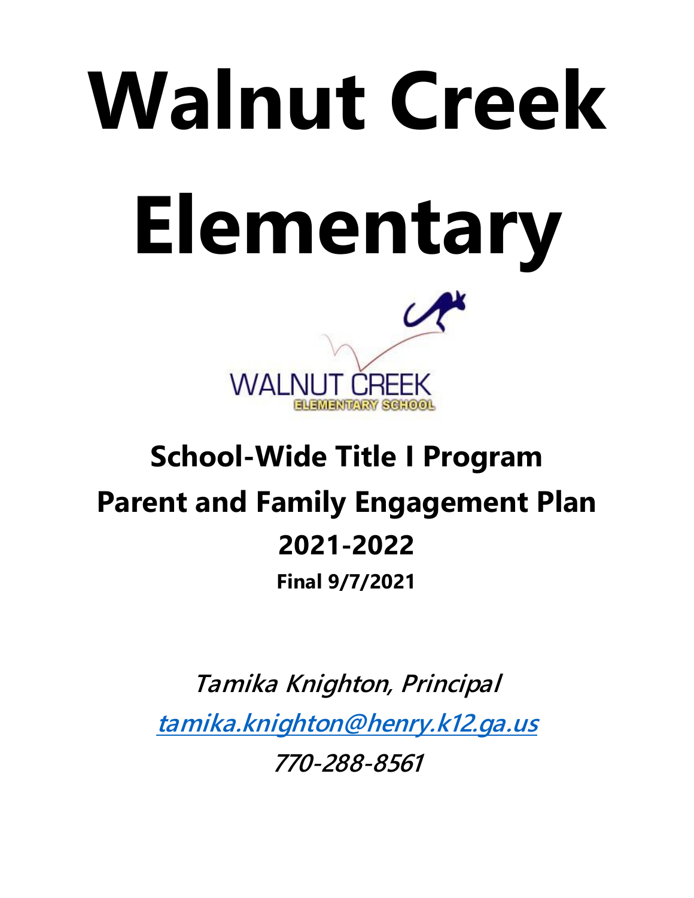# Walnut Creek Elementary

## School-Wide Title I Program

## Parent and Family Engagement Plan

## 2021-2022

**Final 9/7/2021**

***Tamika Knighton, Principal***

***[tamika.knighton@henry.k12.ga.us](mailto:tamika.knighton@henry.k12.ga.us)***

***770-288-8561***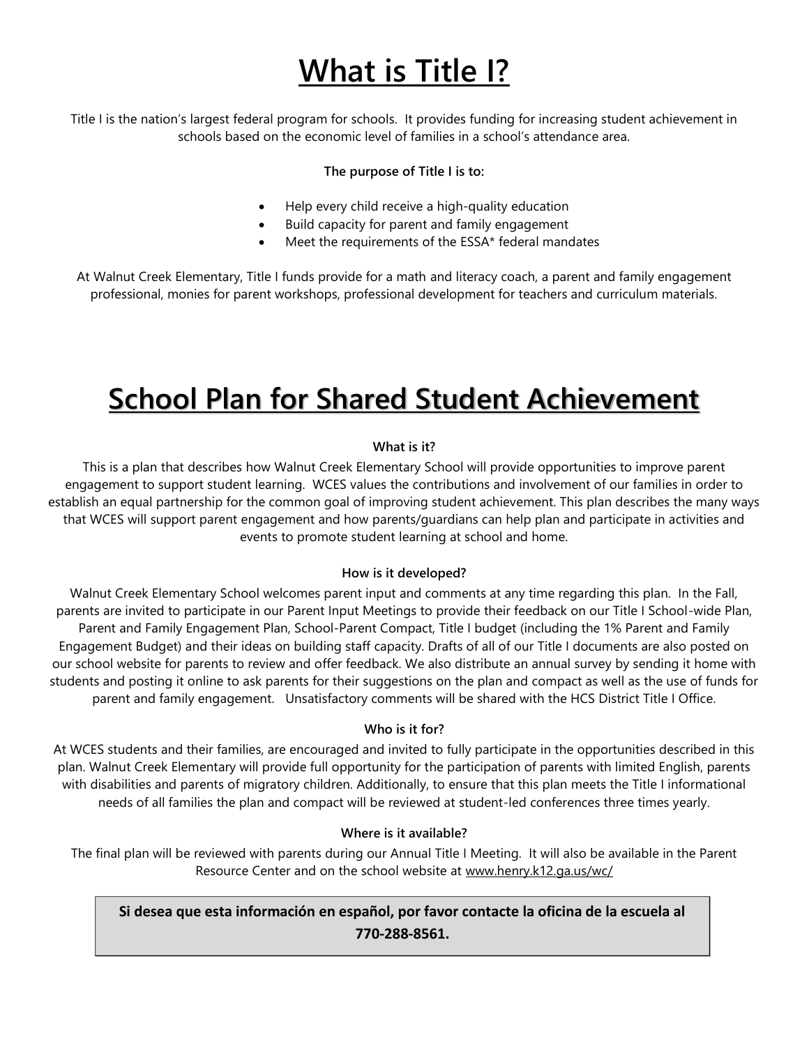# What is Title I?

Title I is the nation's largest federal program for schools. It provides funding for increasing student achievement in schools based on the economic level of families in a school's attendance area.

**The purpose of Title I is to:**

- Help every child receive a high-quality education
- Build capacity for parent and family engagement
- Meet the requirements of the ESSA* federal mandates

At Walnut Creek Elementary, Title I funds provide for a math and literacy coach, a parent and family engagement professional, monies for parent workshops, professional development for teachers and curriculum materials.

# School Plan for Shared Student Achievement

**What is it?**

This is a plan that describes how Walnut Creek Elementary School will provide opportunities to improve parent engagement to support student learning. WCES values the contributions and involvement of our families in order to establish an equal partnership for the common goal of improving student achievement. This plan describes the many ways that WCES will support parent engagement and how parents/guardians can help plan and participate in activities and events to promote student learning at school and home.

**How is it developed?**

Walnut Creek Elementary School welcomes parent input and comments at any time regarding this plan. In the Fall, parents are invited to participate in our Parent Input Meetings to provide their feedback on our Title I School-wide Plan, Parent and Family Engagement Plan, School-Parent Compact, Title I budget (including the 1% Parent and Family Engagement Budget) and their ideas on building staff capacity. Drafts of all of our Title I documents are also posted on our school website for parents to review and offer feedback. We also distribute an annual survey by sending it home with students and posting it online to ask parents for their suggestions on the plan and compact as well as the use of funds for parent and family engagement. Unsatisfactory comments will be shared with the HCS District Title I Office.

**Who is it for?**

At WCES students and their families, are encouraged and invited to fully participate in the opportunities described in this plan. Walnut Creek Elementary will provide full opportunity for the participation of parents with limited English, parents with disabilities and parents of migratory children. Additionally, to ensure that this plan meets the Title I informational needs of all families the plan and compact will be reviewed at student-led conferences three times yearly.

**Where is it available?**

The final plan will be reviewed with parents during our Annual Title I Meeting. It will also be available in the Parent Resource Center and on the school website at www.henry.k12.ga.us/wc/

**Si desea que esta información en español, por favor contacte la oficina de la escuela al 770-288-8561.**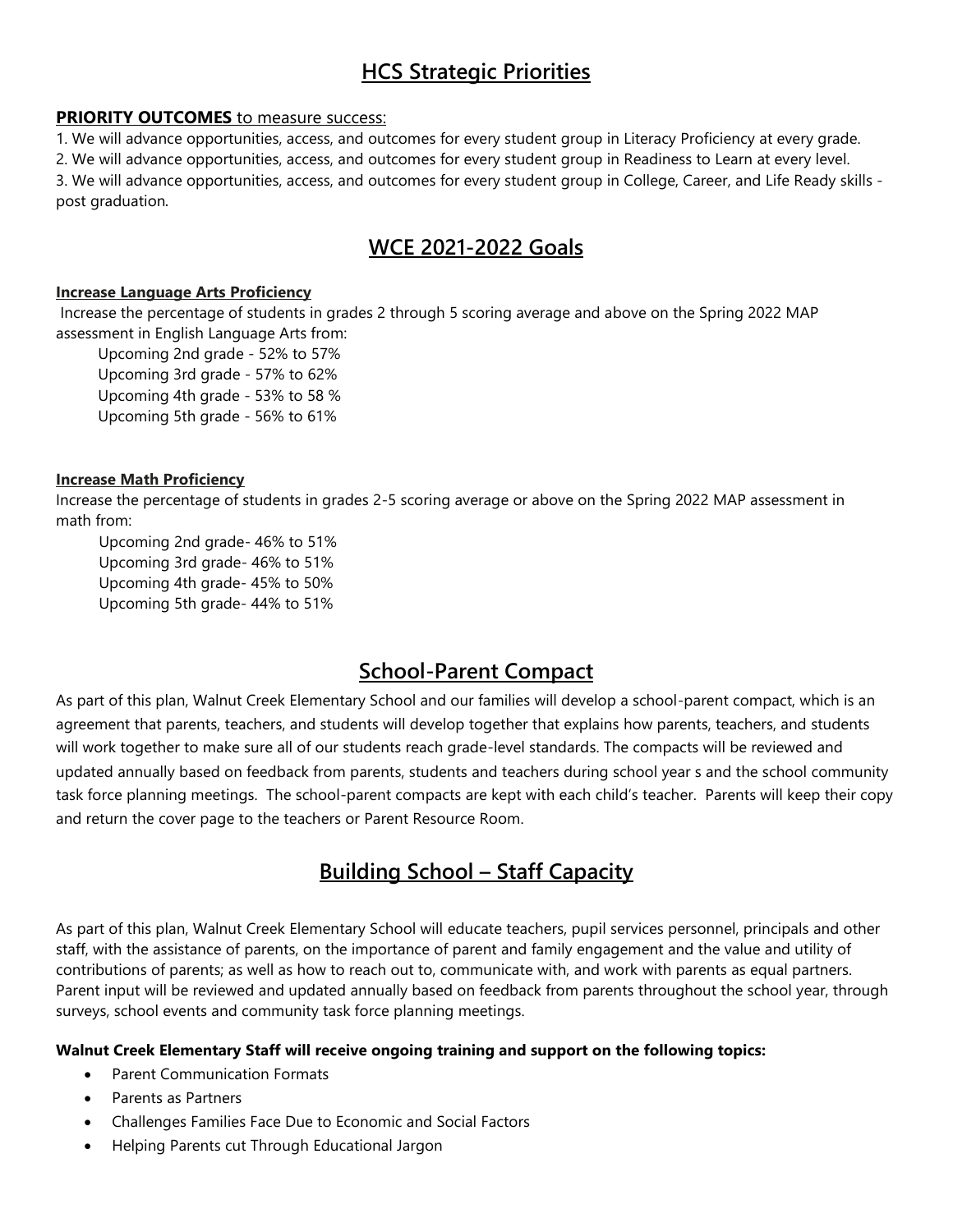## HCS Strategic Priorities

**PRIORITY OUTCOMES** to measure success:

1. We will advance opportunities, access, and outcomes for every student group in Literacy Proficiency at every grade.
2. We will advance opportunities, access, and outcomes for every student group in Readiness to Learn at every level.
3. We will advance opportunities, access, and outcomes for every student group in College, Career, and Life Ready skills - post graduation.

## WCE 2021-2022 Goals

**Increase Language Arts Proficiency**

Increase the percentage of students in grades 2 through 5 scoring average and above on the Spring 2022 MAP assessment in English Language Arts from:

Upcoming 2nd grade - 52% to 57%
Upcoming 3rd grade - 57% to 62%
Upcoming 4th grade - 53% to 58 %
Upcoming 5th grade - 56% to 61%

**Increase Math Proficiency**

Increase the percentage of students in grades 2-5 scoring average or above on the Spring 2022 MAP assessment in math from:

Upcoming 2nd grade- 46% to 51%
Upcoming 3rd grade- 46% to 51%
Upcoming 4th grade- 45% to 50%
Upcoming 5th grade- 44% to 51%

## School-Parent Compact

As part of this plan, Walnut Creek Elementary School and our families will develop a school-parent compact, which is an agreement that parents, teachers, and students will develop together that explains how parents, teachers, and students will work together to make sure all of our students reach grade-level standards. The compacts will be reviewed and updated annually based on feedback from parents, students and teachers during school year s and the school community task force planning meetings. The school-parent compacts are kept with each child's teacher. Parents will keep their copy and return the cover page to the teachers or Parent Resource Room.

## Building School – Staff Capacity

As part of this plan, Walnut Creek Elementary School will educate teachers, pupil services personnel, principals and other staff, with the assistance of parents, on the importance of parent and family engagement and the value and utility of contributions of parents; as well as how to reach out to, communicate with, and work with parents as equal partners. Parent input will be reviewed and updated annually based on feedback from parents throughout the school year, through surveys, school events and community task force planning meetings.

**Walnut Creek Elementary Staff will receive ongoing training and support on the following topics:**

- Parent Communication Formats
- Parents as Partners
- Challenges Families Face Due to Economic and Social Factors
- Helping Parents cut Through Educational Jargon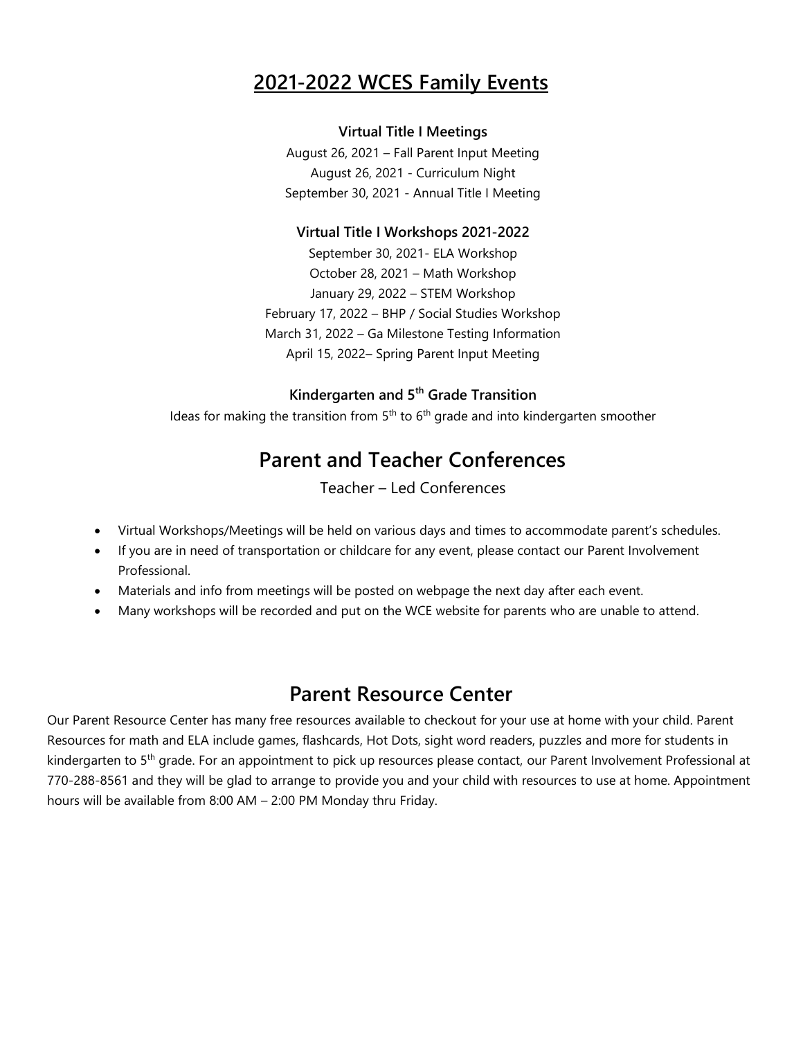## 2021-2022 WCES Family Events

**Virtual Title I Meetings**

August 26, 2021 – Fall Parent Input Meeting
August 26, 2021 - Curriculum Night
September 30, 2021 - Annual Title I Meeting

**Virtual Title I Workshops 2021-2022**

September 30, 2021- ELA Workshop
October 28, 2021 – Math Workshop
January 29, 2022 – STEM Workshop
February 17, 2022 – BHP / Social Studies Workshop
March 31, 2022 – Ga Milestone Testing Information
April 15, 2022– Spring Parent Input Meeting

**Kindergarten and 5th Grade Transition**

Ideas for making the transition from 5th to 6th grade and into kindergarten smoother

# Parent and Teacher Conferences

Teacher – Led Conferences

- Virtual Workshops/Meetings will be held on various days and times to accommodate parent's schedules.
- If you are in need of transportation or childcare for any event, please contact our Parent Involvement Professional.
- Materials and info from meetings will be posted on webpage the next day after each event.
- Many workshops will be recorded and put on the WCE website for parents who are unable to attend.

# Parent Resource Center

Our Parent Resource Center has many free resources available to checkout for your use at home with your child. Parent Resources for math and ELA include games, flashcards, Hot Dots, sight word readers, puzzles and more for students in kindergarten to 5th grade. For an appointment to pick up resources please contact, our Parent Involvement Professional at 770-288-8561 and they will be glad to arrange to provide you and your child with resources to use at home. Appointment hours will be available from 8:00 AM – 2:00 PM Monday thru Friday.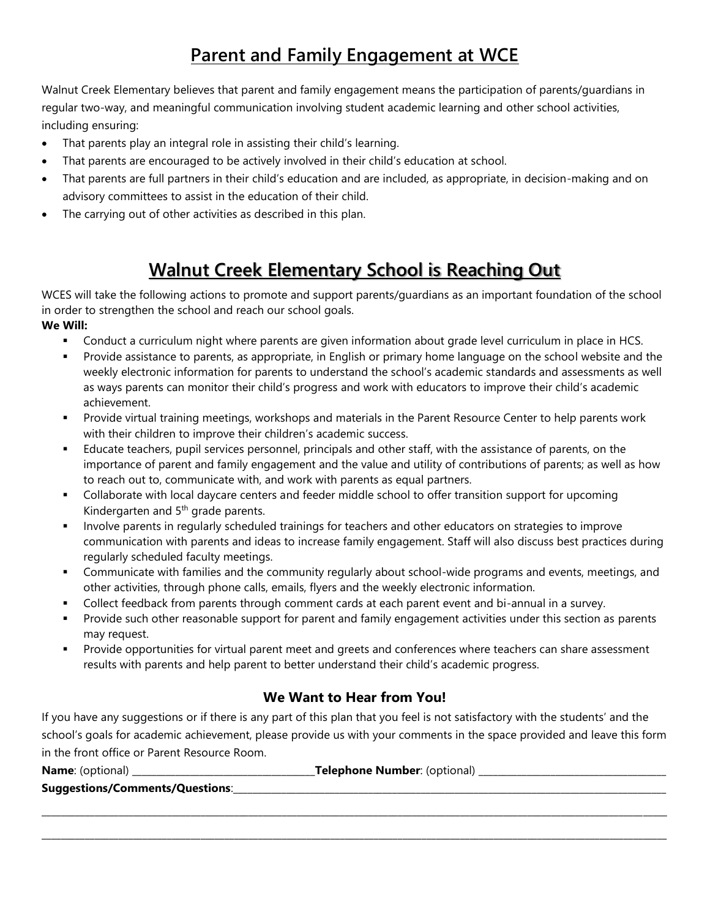## Parent and Family Engagement at WCE

Walnut Creek Elementary believes that parent and family engagement means the participation of parents/guardians in regular two-way, and meaningful communication involving student academic learning and other school activities, including ensuring:

- That parents play an integral role in assisting their child's learning.
- That parents are encouraged to be actively involved in their child's education at school.
- That parents are full partners in their child's education and are included, as appropriate, in decision-making and on advisory committees to assist in the education of their child.
- The carrying out of other activities as described in this plan.

## Walnut Creek Elementary School is Reaching Out

WCES will take the following actions to promote and support parents/guardians as an important foundation of the school in order to strengthen the school and reach our school goals.

**We Will:**

- Conduct a curriculum night where parents are given information about grade level curriculum in place in HCS.
- Provide assistance to parents, as appropriate, in English or primary home language on the school website and the weekly electronic information for parents to understand the school's academic standards and assessments as well as ways parents can monitor their child's progress and work with educators to improve their child's academic achievement.
- Provide virtual training meetings, workshops and materials in the Parent Resource Center to help parents work with their children to improve their children's academic success.
- Educate teachers, pupil services personnel, principals and other staff, with the assistance of parents, on the importance of parent and family engagement and the value and utility of contributions of parents; as well as how to reach out to, communicate with, and work with parents as equal partners.
- Collaborate with local daycare centers and feeder middle school to offer transition support for upcoming Kindergarten and 5th grade parents.
- Involve parents in regularly scheduled trainings for teachers and other educators on strategies to improve communication with parents and ideas to increase family engagement. Staff will also discuss best practices during regularly scheduled faculty meetings.
- Communicate with families and the community regularly about school-wide programs and events, meetings, and other activities, through phone calls, emails, flyers and the weekly electronic information.
- Collect feedback from parents through comment cards at each parent event and bi-annual in a survey.
- Provide such other reasonable support for parent and family engagement activities under this section as parents may request.
- Provide opportunities for virtual parent meet and greets and conferences where teachers can share assessment results with parents and help parent to better understand their child's academic progress.

### We Want to Hear from You!

If you have any suggestions or if there is any part of this plan that you feel is not satisfactory with the students' and the school's goals for academic achievement, please provide us with your comments in the space provided and leave this form in the front office or Parent Resource Room.

**Name**: (optional) ____________________________________ **Telephone Number**: (optional) ____________________________________

**Suggestions/Comments/Questions**:_____________________________________________________________________________________

______________________________________________________________________________________________________________________

______________________________________________________________________________________________________________________